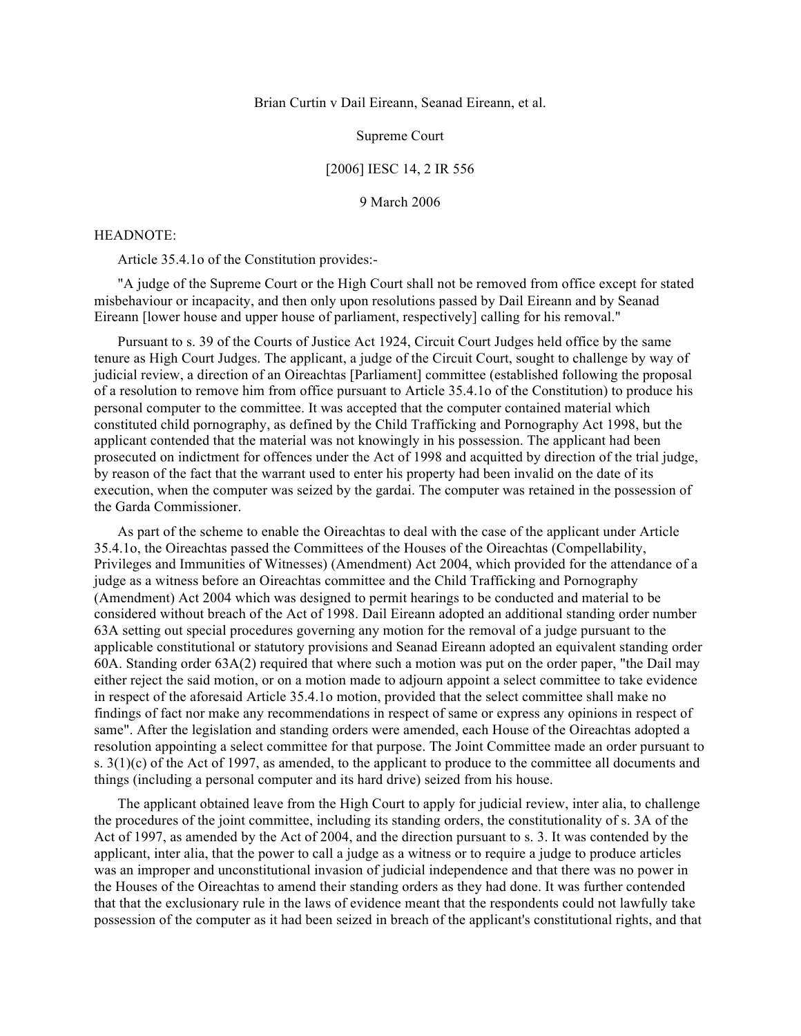Brian Curtin v Dail Eireann, Seanad Eireann, et al.

Supreme Court

[2006] IESC 14, 2 IR 556

9 March 2006

HEADNOTE:

Article 35.4.1o of the Constitution provides:-

"A judge of the Supreme Court or the High Court shall not be removed from office except for stated misbehaviour or incapacity, and then only upon resolutions passed by Dail Eireann and by Seanad Eireann [lower house and upper house of parliament, respectively] calling for his removal."

Pursuant to s. 39 of the Courts of Justice Act 1924, Circuit Court Judges held office by the same tenure as High Court Judges. The applicant, a judge of the Circuit Court, sought to challenge by way of judicial review, a direction of an Oireachtas [Parliament] committee (established following the proposal of a resolution to remove him from office pursuant to Article 35.4.1o of the Constitution) to produce his personal computer to the committee. It was accepted that the computer contained material which constituted child pornography, as defined by the Child Trafficking and Pornography Act 1998, but the applicant contended that the material was not knowingly in his possession. The applicant had been prosecuted on indictment for offences under the Act of 1998 and acquitted by direction of the trial judge, by reason of the fact that the warrant used to enter his property had been invalid on the date of its execution, when the computer was seized by the gardai. The computer was retained in the possession of the Garda Commissioner.

As part of the scheme to enable the Oireachtas to deal with the case of the applicant under Article 35.4.1o, the Oireachtas passed the Committees of the Houses of the Oireachtas (Compellability, Privileges and Immunities of Witnesses) (Amendment) Act 2004, which provided for the attendance of a judge as a witness before an Oireachtas committee and the Child Trafficking and Pornography (Amendment) Act 2004 which was designed to permit hearings to be conducted and material to be considered without breach of the Act of 1998. Dail Eireann adopted an additional standing order number 63A setting out special procedures governing any motion for the removal of a judge pursuant to the applicable constitutional or statutory provisions and Seanad Eireann adopted an equivalent standing order 60A. Standing order 63A(2) required that where such a motion was put on the order paper, "the Dail may either reject the said motion, or on a motion made to adjourn appoint a select committee to take evidence in respect of the aforesaid Article 35.4.1o motion, provided that the select committee shall make no findings of fact nor make any recommendations in respect of same or express any opinions in respect of same". After the legislation and standing orders were amended, each House of the Oireachtas adopted a resolution appointing a select committee for that purpose. The Joint Committee made an order pursuant to s. 3(1)(c) of the Act of 1997, as amended, to the applicant to produce to the committee all documents and things (including a personal computer and its hard drive) seized from his house.

The applicant obtained leave from the High Court to apply for judicial review, inter alia, to challenge the procedures of the joint committee, including its standing orders, the constitutionality of s. 3A of the Act of 1997, as amended by the Act of 2004, and the direction pursuant to s. 3. It was contended by the applicant, inter alia, that the power to call a judge as a witness or to require a judge to produce articles was an improper and unconstitutional invasion of judicial independence and that there was no power in the Houses of the Oireachtas to amend their standing orders as they had done. It was further contended that that the exclusionary rule in the laws of evidence meant that the respondents could not lawfully take possession of the computer as it had been seized in breach of the applicant's constitutional rights, and that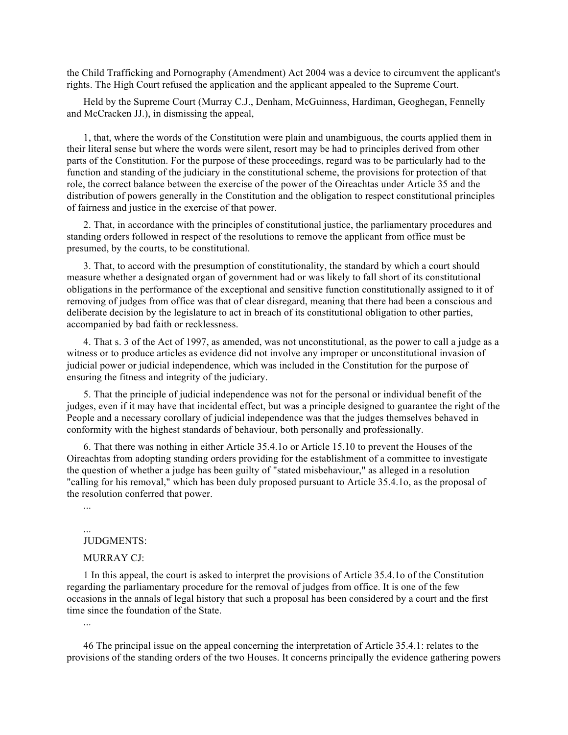the Child Trafficking and Pornography (Amendment) Act 2004 was a device to circumvent the applicant's rights. The High Court refused the application and the applicant appealed to the Supreme Court.

Held by the Supreme Court (Murray C.J., Denham, McGuinness, Hardiman, Geoghegan, Fennelly and McCracken JJ.), in dismissing the appeal,

1, that, where the words of the Constitution were plain and unambiguous, the courts applied them in their literal sense but where the words were silent, resort may be had to principles derived from other parts of the Constitution. For the purpose of these proceedings, regard was to be particularly had to the function and standing of the judiciary in the constitutional scheme, the provisions for protection of that role, the correct balance between the exercise of the power of the Oireachtas under Article 35 and the distribution of powers generally in the Constitution and the obligation to respect constitutional principles of fairness and justice in the exercise of that power.

2. That, in accordance with the principles of constitutional justice, the parliamentary procedures and standing orders followed in respect of the resolutions to remove the applicant from office must be presumed, by the courts, to be constitutional.

3. That, to accord with the presumption of constitutionality, the standard by which a court should measure whether a designated organ of government had or was likely to fall short of its constitutional obligations in the performance of the exceptional and sensitive function constitutionally assigned to it of removing of judges from office was that of clear disregard, meaning that there had been a conscious and deliberate decision by the legislature to act in breach of its constitutional obligation to other parties, accompanied by bad faith or recklessness.

4. That s. 3 of the Act of 1997, as amended, was not unconstitutional, as the power to call a judge as a witness or to produce articles as evidence did not involve any improper or unconstitutional invasion of judicial power or judicial independence, which was included in the Constitution for the purpose of ensuring the fitness and integrity of the judiciary.

5. That the principle of judicial independence was not for the personal or individual benefit of the judges, even if it may have that incidental effect, but was a principle designed to guarantee the right of the People and a necessary corollary of judicial independence was that the judges themselves behaved in conformity with the highest standards of behaviour, both personally and professionally.

6. That there was nothing in either Article 35.4.1o or Article 15.10 to prevent the Houses of the Oireachtas from adopting standing orders providing for the establishment of a committee to investigate the question of whether a judge has been guilty of "stated misbehaviour," as alleged in a resolution "calling for his removal," which has been duly proposed pursuant to Article 35.4.1o, as the proposal of the resolution conferred that power.

...

...

JUDGMENTS:

MURRAY CJ:

1 In this appeal, the court is asked to interpret the provisions of Article 35.4.1o of the Constitution regarding the parliamentary procedure for the removal of judges from office. It is one of the few occasions in the annals of legal history that such a proposal has been considered by a court and the first time since the foundation of the State.

...

46 The principal issue on the appeal concerning the interpretation of Article 35.4.1: relates to the provisions of the standing orders of the two Houses. It concerns principally the evidence gathering powers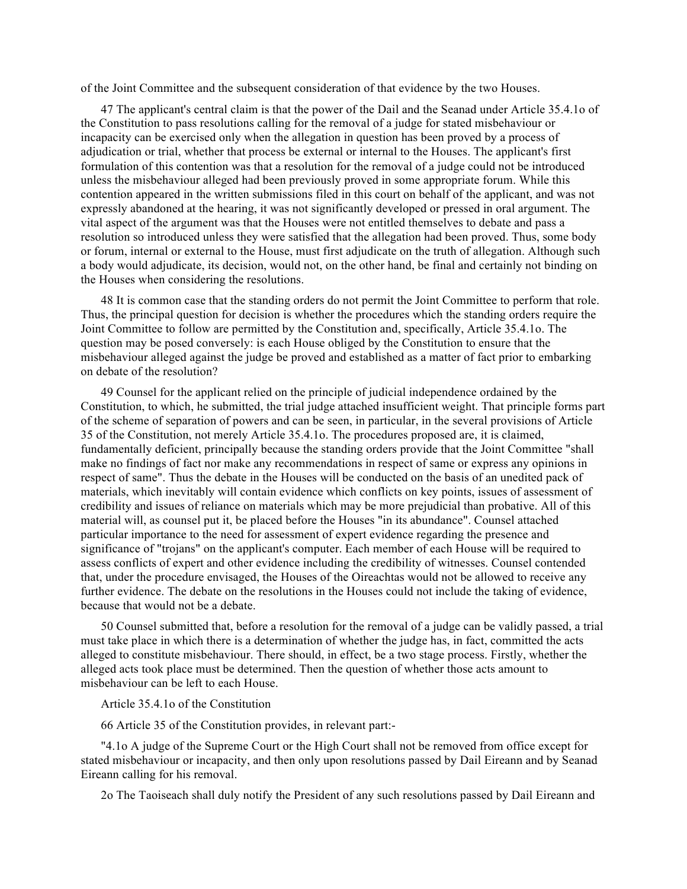of the Joint Committee and the subsequent consideration of that evidence by the two Houses.

47 The applicant's central claim is that the power of the Dail and the Seanad under Article 35.4.1o of the Constitution to pass resolutions calling for the removal of a judge for stated misbehaviour or incapacity can be exercised only when the allegation in question has been proved by a process of adjudication or trial, whether that process be external or internal to the Houses. The applicant's first formulation of this contention was that a resolution for the removal of a judge could not be introduced unless the misbehaviour alleged had been previously proved in some appropriate forum. While this contention appeared in the written submissions filed in this court on behalf of the applicant, and was not expressly abandoned at the hearing, it was not significantly developed or pressed in oral argument. The vital aspect of the argument was that the Houses were not entitled themselves to debate and pass a resolution so introduced unless they were satisfied that the allegation had been proved. Thus, some body or forum, internal or external to the House, must first adjudicate on the truth of allegation. Although such a body would adjudicate, its decision, would not, on the other hand, be final and certainly not binding on the Houses when considering the resolutions.

48 It is common case that the standing orders do not permit the Joint Committee to perform that role. Thus, the principal question for decision is whether the procedures which the standing orders require the Joint Committee to follow are permitted by the Constitution and, specifically, Article 35.4.1o. The question may be posed conversely: is each House obliged by the Constitution to ensure that the misbehaviour alleged against the judge be proved and established as a matter of fact prior to embarking on debate of the resolution?

49 Counsel for the applicant relied on the principle of judicial independence ordained by the Constitution, to which, he submitted, the trial judge attached insufficient weight. That principle forms part of the scheme of separation of powers and can be seen, in particular, in the several provisions of Article 35 of the Constitution, not merely Article 35.4.1o. The procedures proposed are, it is claimed, fundamentally deficient, principally because the standing orders provide that the Joint Committee "shall make no findings of fact nor make any recommendations in respect of same or express any opinions in respect of same". Thus the debate in the Houses will be conducted on the basis of an unedited pack of materials, which inevitably will contain evidence which conflicts on key points, issues of assessment of credibility and issues of reliance on materials which may be more prejudicial than probative. All of this material will, as counsel put it, be placed before the Houses "in its abundance". Counsel attached particular importance to the need for assessment of expert evidence regarding the presence and significance of "trojans" on the applicant's computer. Each member of each House will be required to assess conflicts of expert and other evidence including the credibility of witnesses. Counsel contended that, under the procedure envisaged, the Houses of the Oireachtas would not be allowed to receive any further evidence. The debate on the resolutions in the Houses could not include the taking of evidence, because that would not be a debate.

50 Counsel submitted that, before a resolution for the removal of a judge can be validly passed, a trial must take place in which there is a determination of whether the judge has, in fact, committed the acts alleged to constitute misbehaviour. There should, in effect, be a two stage process. Firstly, whether the alleged acts took place must be determined. Then the question of whether those acts amount to misbehaviour can be left to each House.

Article 35.4.1o of the Constitution

66 Article 35 of the Constitution provides, in relevant part:-

"4.1o A judge of the Supreme Court or the High Court shall not be removed from office except for stated misbehaviour or incapacity, and then only upon resolutions passed by Dail Eireann and by Seanad Eireann calling for his removal.

2o The Taoiseach shall duly notify the President of any such resolutions passed by Dail Eireann and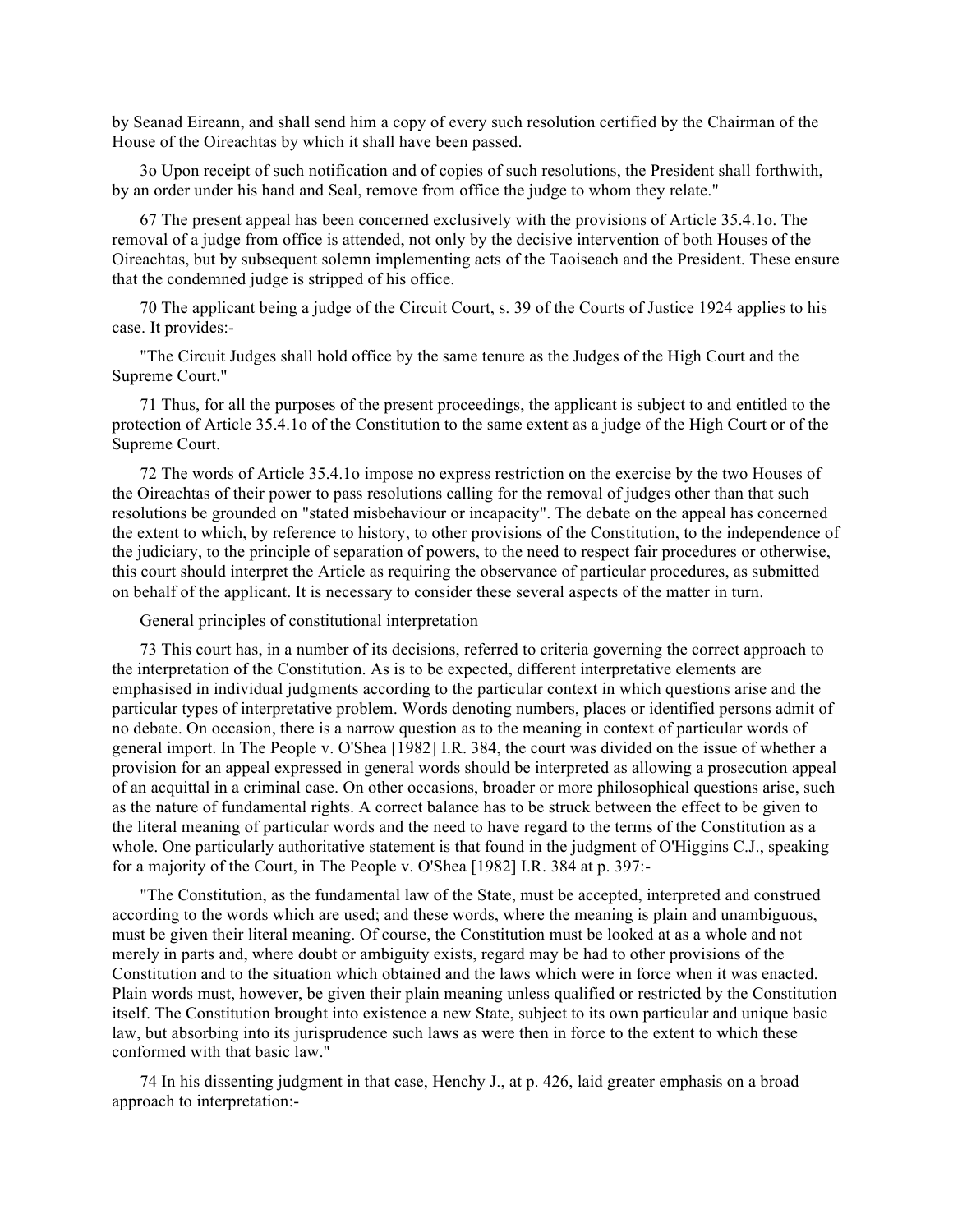by Seanad Eireann, and shall send him a copy of every such resolution certified by the Chairman of the House of the Oireachtas by which it shall have been passed.

3o Upon receipt of such notification and of copies of such resolutions, the President shall forthwith, by an order under his hand and Seal, remove from office the judge to whom they relate."

67 The present appeal has been concerned exclusively with the provisions of Article 35.4.1o. The removal of a judge from office is attended, not only by the decisive intervention of both Houses of the Oireachtas, but by subsequent solemn implementing acts of the Taoiseach and the President. These ensure that the condemned judge is stripped of his office.

70 The applicant being a judge of the Circuit Court, s. 39 of the Courts of Justice 1924 applies to his case. It provides:-

"The Circuit Judges shall hold office by the same tenure as the Judges of the High Court and the Supreme Court."

71 Thus, for all the purposes of the present proceedings, the applicant is subject to and entitled to the protection of Article 35.4.1o of the Constitution to the same extent as a judge of the High Court or of the Supreme Court.

72 The words of Article 35.4.1o impose no express restriction on the exercise by the two Houses of the Oireachtas of their power to pass resolutions calling for the removal of judges other than that such resolutions be grounded on "stated misbehaviour or incapacity". The debate on the appeal has concerned the extent to which, by reference to history, to other provisions of the Constitution, to the independence of the judiciary, to the principle of separation of powers, to the need to respect fair procedures or otherwise, this court should interpret the Article as requiring the observance of particular procedures, as submitted on behalf of the applicant. It is necessary to consider these several aspects of the matter in turn.

General principles of constitutional interpretation

73 This court has, in a number of its decisions, referred to criteria governing the correct approach to the interpretation of the Constitution. As is to be expected, different interpretative elements are emphasised in individual judgments according to the particular context in which questions arise and the particular types of interpretative problem. Words denoting numbers, places or identified persons admit of no debate. On occasion, there is a narrow question as to the meaning in context of particular words of general import. In The People v. O'Shea [1982] I.R. 384, the court was divided on the issue of whether a provision for an appeal expressed in general words should be interpreted as allowing a prosecution appeal of an acquittal in a criminal case. On other occasions, broader or more philosophical questions arise, such as the nature of fundamental rights. A correct balance has to be struck between the effect to be given to the literal meaning of particular words and the need to have regard to the terms of the Constitution as a whole. One particularly authoritative statement is that found in the judgment of O'Higgins C.J., speaking for a majority of the Court, in The People v. O'Shea [1982] I.R. 384 at p. 397:-

"The Constitution, as the fundamental law of the State, must be accepted, interpreted and construed according to the words which are used; and these words, where the meaning is plain and unambiguous, must be given their literal meaning. Of course, the Constitution must be looked at as a whole and not merely in parts and, where doubt or ambiguity exists, regard may be had to other provisions of the Constitution and to the situation which obtained and the laws which were in force when it was enacted. Plain words must, however, be given their plain meaning unless qualified or restricted by the Constitution itself. The Constitution brought into existence a new State, subject to its own particular and unique basic law, but absorbing into its jurisprudence such laws as were then in force to the extent to which these conformed with that basic law."

74 In his dissenting judgment in that case, Henchy J., at p. 426, laid greater emphasis on a broad approach to interpretation:-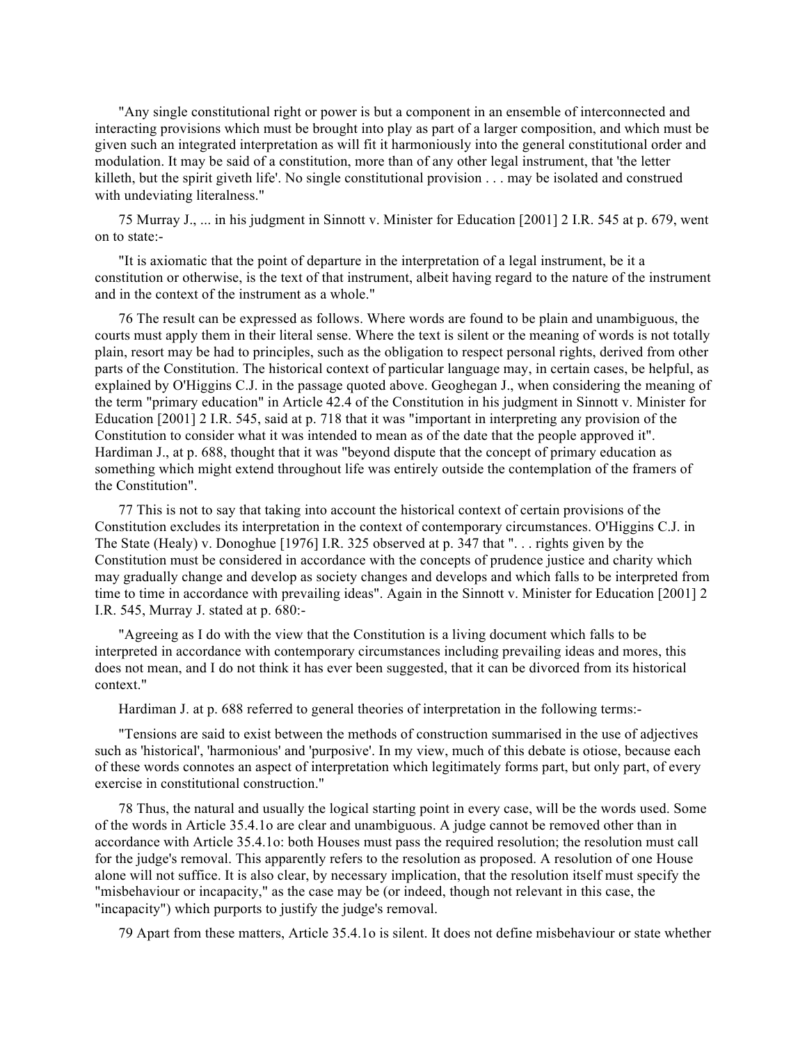"Any single constitutional right or power is but a component in an ensemble of interconnected and interacting provisions which must be brought into play as part of a larger composition, and which must be given such an integrated interpretation as will fit it harmoniously into the general constitutional order and modulation. It may be said of a constitution, more than of any other legal instrument, that 'the letter killeth, but the spirit giveth life'. No single constitutional provision . . . may be isolated and construed with undeviating literalness."

75 Murray J., ... in his judgment in Sinnott v. Minister for Education [2001] 2 I.R. 545 at p. 679, went on to state:-

"It is axiomatic that the point of departure in the interpretation of a legal instrument, be it a constitution or otherwise, is the text of that instrument, albeit having regard to the nature of the instrument and in the context of the instrument as a whole."

76 The result can be expressed as follows. Where words are found to be plain and unambiguous, the courts must apply them in their literal sense. Where the text is silent or the meaning of words is not totally plain, resort may be had to principles, such as the obligation to respect personal rights, derived from other parts of the Constitution. The historical context of particular language may, in certain cases, be helpful, as explained by O'Higgins C.J. in the passage quoted above. Geoghegan J., when considering the meaning of the term "primary education" in Article 42.4 of the Constitution in his judgment in Sinnott v. Minister for Education [2001] 2 I.R. 545, said at p. 718 that it was "important in interpreting any provision of the Constitution to consider what it was intended to mean as of the date that the people approved it". Hardiman J., at p. 688, thought that it was "beyond dispute that the concept of primary education as something which might extend throughout life was entirely outside the contemplation of the framers of the Constitution".

77 This is not to say that taking into account the historical context of certain provisions of the Constitution excludes its interpretation in the context of contemporary circumstances. O'Higgins C.J. in The State (Healy) v. Donoghue [1976] I.R. 325 observed at p. 347 that ". . . rights given by the Constitution must be considered in accordance with the concepts of prudence justice and charity which may gradually change and develop as society changes and develops and which falls to be interpreted from time to time in accordance with prevailing ideas". Again in the Sinnott v. Minister for Education [2001] 2 I.R. 545, Murray J. stated at p. 680:-

"Agreeing as I do with the view that the Constitution is a living document which falls to be interpreted in accordance with contemporary circumstances including prevailing ideas and mores, this does not mean, and I do not think it has ever been suggested, that it can be divorced from its historical context."

Hardiman J. at p. 688 referred to general theories of interpretation in the following terms:-

"Tensions are said to exist between the methods of construction summarised in the use of adjectives such as 'historical', 'harmonious' and 'purposive'. In my view, much of this debate is otiose, because each of these words connotes an aspect of interpretation which legitimately forms part, but only part, of every exercise in constitutional construction."

78 Thus, the natural and usually the logical starting point in every case, will be the words used. Some of the words in Article 35.4.1o are clear and unambiguous. A judge cannot be removed other than in accordance with Article 35.4.1o: both Houses must pass the required resolution; the resolution must call for the judge's removal. This apparently refers to the resolution as proposed. A resolution of one House alone will not suffice. It is also clear, by necessary implication, that the resolution itself must specify the "misbehaviour or incapacity," as the case may be (or indeed, though not relevant in this case, the "incapacity") which purports to justify the judge's removal.

79 Apart from these matters, Article 35.4.1o is silent. It does not define misbehaviour or state whether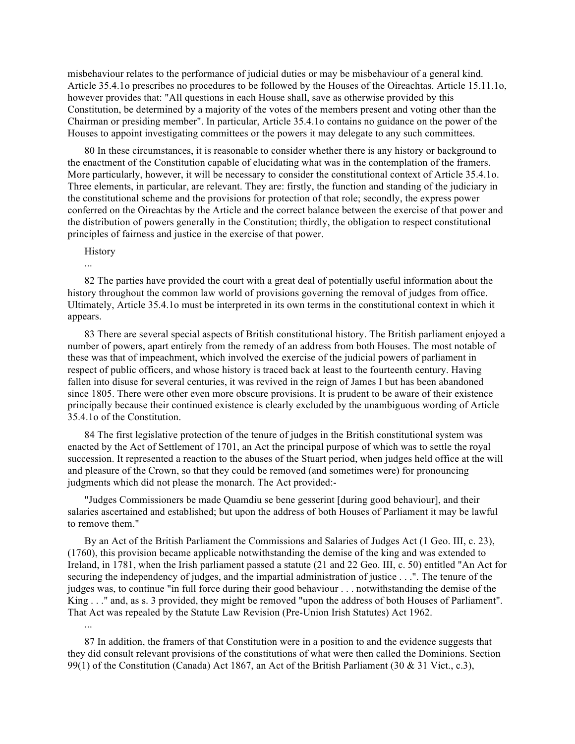misbehaviour relates to the performance of judicial duties or may be misbehaviour of a general kind. Article 35.4.1o prescribes no procedures to be followed by the Houses of the Oireachtas. Article 15.11.1o, however provides that: "All questions in each House shall, save as otherwise provided by this Constitution, be determined by a majority of the votes of the members present and voting other than the Chairman or presiding member". In particular, Article 35.4.1o contains no guidance on the power of the Houses to appoint investigating committees or the powers it may delegate to any such committees.

80 In these circumstances, it is reasonable to consider whether there is any history or background to the enactment of the Constitution capable of elucidating what was in the contemplation of the framers. More particularly, however, it will be necessary to consider the constitutional context of Article 35.4.1o. Three elements, in particular, are relevant. They are: firstly, the function and standing of the judiciary in the constitutional scheme and the provisions for protection of that role; secondly, the express power conferred on the Oireachtas by the Article and the correct balance between the exercise of that power and the distribution of powers generally in the Constitution; thirdly, the obligation to respect constitutional principles of fairness and justice in the exercise of that power.

History

...

82 The parties have provided the court with a great deal of potentially useful information about the history throughout the common law world of provisions governing the removal of judges from office. Ultimately, Article 35.4.1o must be interpreted in its own terms in the constitutional context in which it appears.

83 There are several special aspects of British constitutional history. The British parliament enjoyed a number of powers, apart entirely from the remedy of an address from both Houses. The most notable of these was that of impeachment, which involved the exercise of the judicial powers of parliament in respect of public officers, and whose history is traced back at least to the fourteenth century. Having fallen into disuse for several centuries, it was revived in the reign of James I but has been abandoned since 1805. There were other even more obscure provisions. It is prudent to be aware of their existence principally because their continued existence is clearly excluded by the unambiguous wording of Article 35.4.1o of the Constitution.

84 The first legislative protection of the tenure of judges in the British constitutional system was enacted by the Act of Settlement of 1701, an Act the principal purpose of which was to settle the royal succession. It represented a reaction to the abuses of the Stuart period, when judges held office at the will and pleasure of the Crown, so that they could be removed (and sometimes were) for pronouncing judgments which did not please the monarch. The Act provided:-

"Judges Commissioners be made Quamdiu se bene gesserint [during good behaviour], and their salaries ascertained and established; but upon the address of both Houses of Parliament it may be lawful to remove them."

By an Act of the British Parliament the Commissions and Salaries of Judges Act (1 Geo. III, c. 23), (1760), this provision became applicable notwithstanding the demise of the king and was extended to Ireland, in 1781, when the Irish parliament passed a statute (21 and 22 Geo. III, c. 50) entitled "An Act for securing the independency of judges, and the impartial administration of justice . . .". The tenure of the judges was, to continue "in full force during their good behaviour . . . notwithstanding the demise of the King . . ." and, as s. 3 provided, they might be removed "upon the address of both Houses of Parliament". That Act was repealed by the Statute Law Revision (Pre-Union Irish Statutes) Act 1962.

...

87 In addition, the framers of that Constitution were in a position to and the evidence suggests that they did consult relevant provisions of the constitutions of what were then called the Dominions. Section 99(1) of the Constitution (Canada) Act 1867, an Act of the British Parliament (30 & 31 Vict., c.3),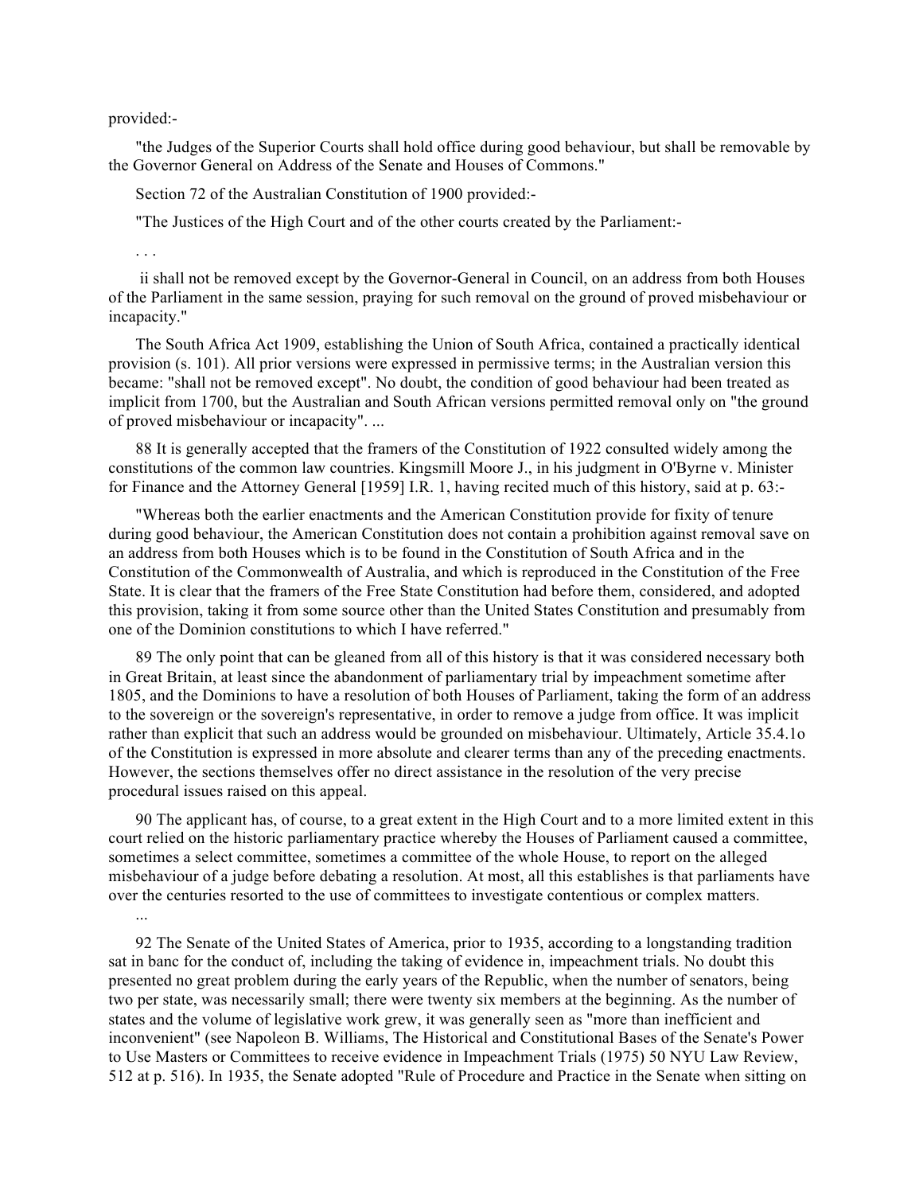provided:-

"the Judges of the Superior Courts shall hold office during good behaviour, but shall be removable by the Governor General on Address of the Senate and Houses of Commons."

Section 72 of the Australian Constitution of 1900 provided:-

"The Justices of the High Court and of the other courts created by the Parliament:-

. . .

ii shall not be removed except by the Governor-General in Council, on an address from both Houses of the Parliament in the same session, praying for such removal on the ground of proved misbehaviour or incapacity."

The South Africa Act 1909, establishing the Union of South Africa, contained a practically identical provision (s. 101). All prior versions were expressed in permissive terms; in the Australian version this became: "shall not be removed except". No doubt, the condition of good behaviour had been treated as implicit from 1700, but the Australian and South African versions permitted removal only on "the ground of proved misbehaviour or incapacity". ...

88 It is generally accepted that the framers of the Constitution of 1922 consulted widely among the constitutions of the common law countries. Kingsmill Moore J., in his judgment in O'Byrne v. Minister for Finance and the Attorney General [1959] I.R. 1, having recited much of this history, said at p. 63:-

"Whereas both the earlier enactments and the American Constitution provide for fixity of tenure during good behaviour, the American Constitution does not contain a prohibition against removal save on an address from both Houses which is to be found in the Constitution of South Africa and in the Constitution of the Commonwealth of Australia, and which is reproduced in the Constitution of the Free State. It is clear that the framers of the Free State Constitution had before them, considered, and adopted this provision, taking it from some source other than the United States Constitution and presumably from one of the Dominion constitutions to which I have referred."

89 The only point that can be gleaned from all of this history is that it was considered necessary both in Great Britain, at least since the abandonment of parliamentary trial by impeachment sometime after 1805, and the Dominions to have a resolution of both Houses of Parliament, taking the form of an address to the sovereign or the sovereign's representative, in order to remove a judge from office. It was implicit rather than explicit that such an address would be grounded on misbehaviour. Ultimately, Article 35.4.1o of the Constitution is expressed in more absolute and clearer terms than any of the preceding enactments. However, the sections themselves offer no direct assistance in the resolution of the very precise procedural issues raised on this appeal.

90 The applicant has, of course, to a great extent in the High Court and to a more limited extent in this court relied on the historic parliamentary practice whereby the Houses of Parliament caused a committee, sometimes a select committee, sometimes a committee of the whole House, to report on the alleged misbehaviour of a judge before debating a resolution. At most, all this establishes is that parliaments have over the centuries resorted to the use of committees to investigate contentious or complex matters.

...

92 The Senate of the United States of America, prior to 1935, according to a longstanding tradition sat in banc for the conduct of, including the taking of evidence in, impeachment trials. No doubt this presented no great problem during the early years of the Republic, when the number of senators, being two per state, was necessarily small; there were twenty six members at the beginning. As the number of states and the volume of legislative work grew, it was generally seen as "more than inefficient and inconvenient" (see Napoleon B. Williams, The Historical and Constitutional Bases of the Senate's Power to Use Masters or Committees to receive evidence in Impeachment Trials (1975) 50 NYU Law Review, 512 at p. 516). In 1935, the Senate adopted "Rule of Procedure and Practice in the Senate when sitting on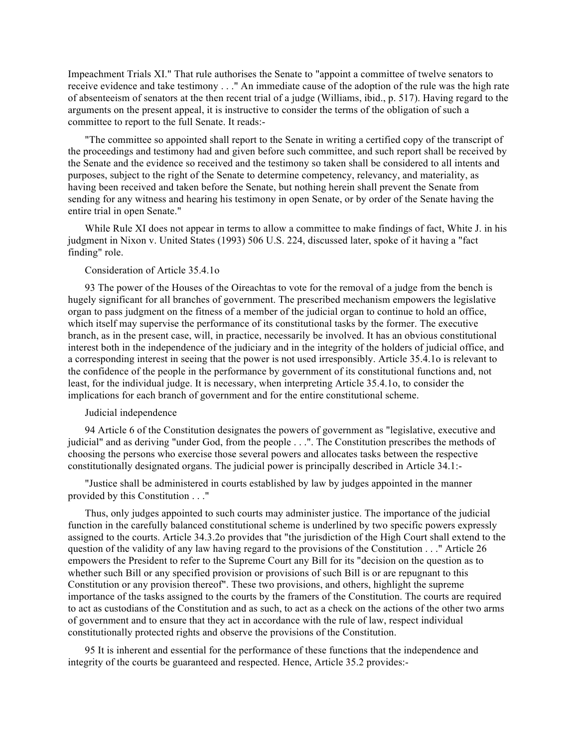Impeachment Trials XI." That rule authorises the Senate to "appoint a committee of twelve senators to receive evidence and take testimony . . ." An immediate cause of the adoption of the rule was the high rate of absenteeism of senators at the then recent trial of a judge (Williams, ibid., p. 517). Having regard to the arguments on the present appeal, it is instructive to consider the terms of the obligation of such a committee to report to the full Senate. It reads:-

"The committee so appointed shall report to the Senate in writing a certified copy of the transcript of the proceedings and testimony had and given before such committee, and such report shall be received by the Senate and the evidence so received and the testimony so taken shall be considered to all intents and purposes, subject to the right of the Senate to determine competency, relevancy, and materiality, as having been received and taken before the Senate, but nothing herein shall prevent the Senate from sending for any witness and hearing his testimony in open Senate, or by order of the Senate having the entire trial in open Senate."

While Rule XI does not appear in terms to allow a committee to make findings of fact, White J. in his judgment in Nixon v. United States (1993) 506 U.S. 224, discussed later, spoke of it having a "fact finding" role.

Consideration of Article 35.4.1o

93 The power of the Houses of the Oireachtas to vote for the removal of a judge from the bench is hugely significant for all branches of government. The prescribed mechanism empowers the legislative organ to pass judgment on the fitness of a member of the judicial organ to continue to hold an office, which itself may supervise the performance of its constitutional tasks by the former. The executive branch, as in the present case, will, in practice, necessarily be involved. It has an obvious constitutional interest both in the independence of the judiciary and in the integrity of the holders of judicial office, and a corresponding interest in seeing that the power is not used irresponsibly. Article 35.4.1o is relevant to the confidence of the people in the performance by government of its constitutional functions and, not least, for the individual judge. It is necessary, when interpreting Article 35.4.1o, to consider the implications for each branch of government and for the entire constitutional scheme.

Judicial independence

94 Article 6 of the Constitution designates the powers of government as "legislative, executive and judicial" and as deriving "under God, from the people . . .". The Constitution prescribes the methods of choosing the persons who exercise those several powers and allocates tasks between the respective constitutionally designated organs. The judicial power is principally described in Article 34.1:-

"Justice shall be administered in courts established by law by judges appointed in the manner provided by this Constitution . . ."

Thus, only judges appointed to such courts may administer justice. The importance of the judicial function in the carefully balanced constitutional scheme is underlined by two specific powers expressly assigned to the courts. Article 34.3.2o provides that "the jurisdiction of the High Court shall extend to the question of the validity of any law having regard to the provisions of the Constitution . . ." Article 26 empowers the President to refer to the Supreme Court any Bill for its "decision on the question as to whether such Bill or any specified provision or provisions of such Bill is or are repugnant to this Constitution or any provision thereof". These two provisions, and others, highlight the supreme importance of the tasks assigned to the courts by the framers of the Constitution. The courts are required to act as custodians of the Constitution and as such, to act as a check on the actions of the other two arms of government and to ensure that they act in accordance with the rule of law, respect individual constitutionally protected rights and observe the provisions of the Constitution.

95 It is inherent and essential for the performance of these functions that the independence and integrity of the courts be guaranteed and respected. Hence, Article 35.2 provides:-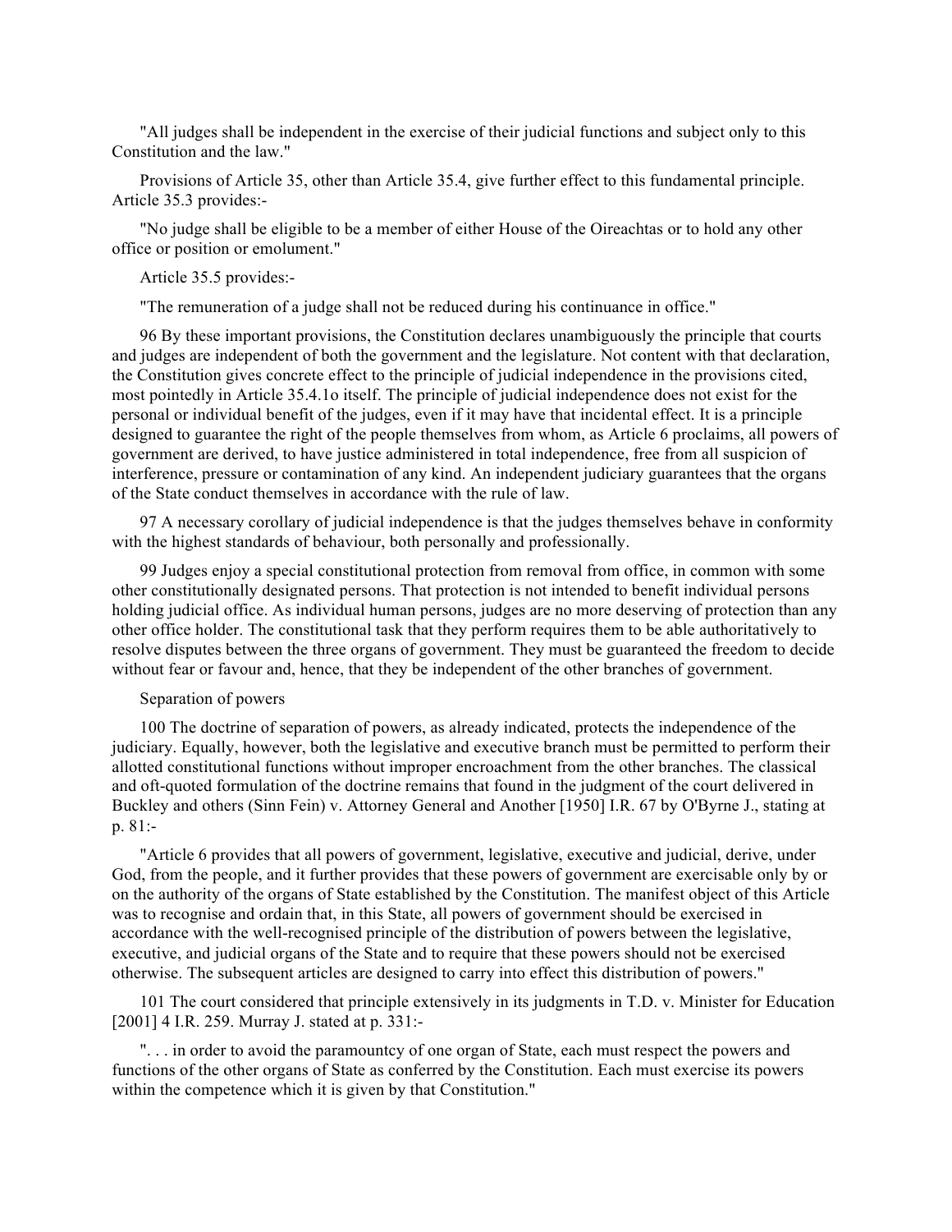"All judges shall be independent in the exercise of their judicial functions and subject only to this Constitution and the law."

Provisions of Article 35, other than Article 35.4, give further effect to this fundamental principle. Article 35.3 provides:-

"No judge shall be eligible to be a member of either House of the Oireachtas or to hold any other office or position or emolument."

Article 35.5 provides:-

"The remuneration of a judge shall not be reduced during his continuance in office."

96 By these important provisions, the Constitution declares unambiguously the principle that courts and judges are independent of both the government and the legislature. Not content with that declaration, the Constitution gives concrete effect to the principle of judicial independence in the provisions cited, most pointedly in Article 35.4.1o itself. The principle of judicial independence does not exist for the personal or individual benefit of the judges, even if it may have that incidental effect. It is a principle designed to guarantee the right of the people themselves from whom, as Article 6 proclaims, all powers of government are derived, to have justice administered in total independence, free from all suspicion of interference, pressure or contamination of any kind. An independent judiciary guarantees that the organs of the State conduct themselves in accordance with the rule of law.

97 A necessary corollary of judicial independence is that the judges themselves behave in conformity with the highest standards of behaviour, both personally and professionally.

99 Judges enjoy a special constitutional protection from removal from office, in common with some other constitutionally designated persons. That protection is not intended to benefit individual persons holding judicial office. As individual human persons, judges are no more deserving of protection than any other office holder. The constitutional task that they perform requires them to be able authoritatively to resolve disputes between the three organs of government. They must be guaranteed the freedom to decide without fear or favour and, hence, that they be independent of the other branches of government.

Separation of powers

100 The doctrine of separation of powers, as already indicated, protects the independence of the judiciary. Equally, however, both the legislative and executive branch must be permitted to perform their allotted constitutional functions without improper encroachment from the other branches. The classical and oft-quoted formulation of the doctrine remains that found in the judgment of the court delivered in Buckley and others (Sinn Fein) v. Attorney General and Another [1950] I.R. 67 by O'Byrne J., stating at p. 81:-

"Article 6 provides that all powers of government, legislative, executive and judicial, derive, under God, from the people, and it further provides that these powers of government are exercisable only by or on the authority of the organs of State established by the Constitution. The manifest object of this Article was to recognise and ordain that, in this State, all powers of government should be exercised in accordance with the well-recognised principle of the distribution of powers between the legislative, executive, and judicial organs of the State and to require that these powers should not be exercised otherwise. The subsequent articles are designed to carry into effect this distribution of powers."

101 The court considered that principle extensively in its judgments in T.D. v. Minister for Education [2001] 4 I.R. 259. Murray J. stated at p. 331:-

". . . in order to avoid the paramountcy of one organ of State, each must respect the powers and functions of the other organs of State as conferred by the Constitution. Each must exercise its powers within the competence which it is given by that Constitution."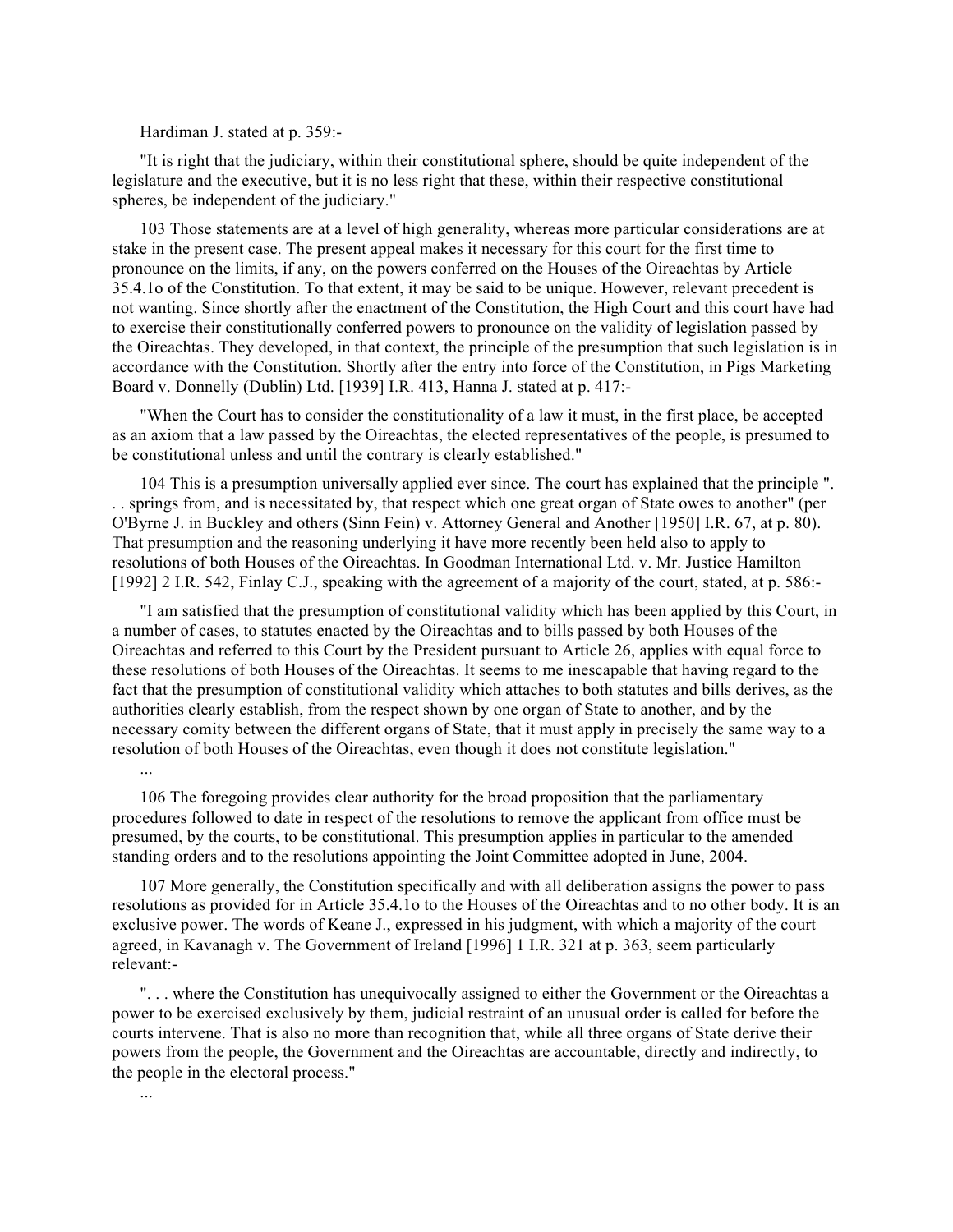Hardiman J. stated at p. 359:-

"It is right that the judiciary, within their constitutional sphere, should be quite independent of the legislature and the executive, but it is no less right that these, within their respective constitutional spheres, be independent of the judiciary."

103 Those statements are at a level of high generality, whereas more particular considerations are at stake in the present case. The present appeal makes it necessary for this court for the first time to pronounce on the limits, if any, on the powers conferred on the Houses of the Oireachtas by Article 35.4.1o of the Constitution. To that extent, it may be said to be unique. However, relevant precedent is not wanting. Since shortly after the enactment of the Constitution, the High Court and this court have had to exercise their constitutionally conferred powers to pronounce on the validity of legislation passed by the Oireachtas. They developed, in that context, the principle of the presumption that such legislation is in accordance with the Constitution. Shortly after the entry into force of the Constitution, in Pigs Marketing Board v. Donnelly (Dublin) Ltd. [1939] I.R. 413, Hanna J. stated at p. 417:-

"When the Court has to consider the constitutionality of a law it must, in the first place, be accepted as an axiom that a law passed by the Oireachtas, the elected representatives of the people, is presumed to be constitutional unless and until the contrary is clearly established."

104 This is a presumption universally applied ever since. The court has explained that the principle ". . . springs from, and is necessitated by, that respect which one great organ of State owes to another" (per O'Byrne J. in Buckley and others (Sinn Fein) v. Attorney General and Another [1950] I.R. 67, at p. 80). That presumption and the reasoning underlying it have more recently been held also to apply to resolutions of both Houses of the Oireachtas. In Goodman International Ltd. v. Mr. Justice Hamilton [1992] 2 I.R. 542, Finlay C.J., speaking with the agreement of a majority of the court, stated, at p. 586:-

"I am satisfied that the presumption of constitutional validity which has been applied by this Court, in a number of cases, to statutes enacted by the Oireachtas and to bills passed by both Houses of the Oireachtas and referred to this Court by the President pursuant to Article 26, applies with equal force to these resolutions of both Houses of the Oireachtas. It seems to me inescapable that having regard to the fact that the presumption of constitutional validity which attaches to both statutes and bills derives, as the authorities clearly establish, from the respect shown by one organ of State to another, and by the necessary comity between the different organs of State, that it must apply in precisely the same way to a resolution of both Houses of the Oireachtas, even though it does not constitute legislation."

...

106 The foregoing provides clear authority for the broad proposition that the parliamentary procedures followed to date in respect of the resolutions to remove the applicant from office must be presumed, by the courts, to be constitutional. This presumption applies in particular to the amended standing orders and to the resolutions appointing the Joint Committee adopted in June, 2004.

107 More generally, the Constitution specifically and with all deliberation assigns the power to pass resolutions as provided for in Article 35.4.1o to the Houses of the Oireachtas and to no other body. It is an exclusive power. The words of Keane J., expressed in his judgment, with which a majority of the court agreed, in Kavanagh v. The Government of Ireland [1996] 1 I.R. 321 at p. 363, seem particularly relevant:-

". . . where the Constitution has unequivocally assigned to either the Government or the Oireachtas a power to be exercised exclusively by them, judicial restraint of an unusual order is called for before the courts intervene. That is also no more than recognition that, while all three organs of State derive their powers from the people, the Government and the Oireachtas are accountable, directly and indirectly, to the people in the electoral process."

...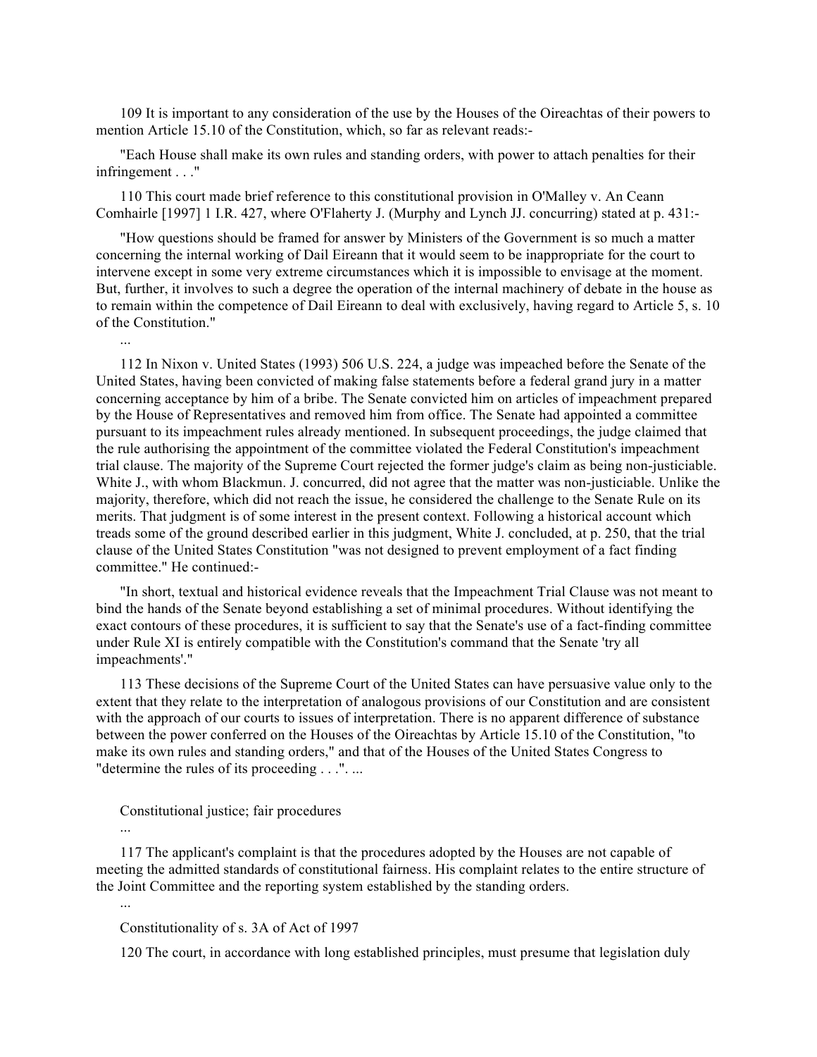109 It is important to any consideration of the use by the Houses of the Oireachtas of their powers to mention Article 15.10 of the Constitution, which, so far as relevant reads:-

"Each House shall make its own rules and standing orders, with power to attach penalties for their infringement . . ."

110 This court made brief reference to this constitutional provision in O'Malley v. An Ceann Comhairle [1997] 1 I.R. 427, where O'Flaherty J. (Murphy and Lynch JJ. concurring) stated at p. 431:-

"How questions should be framed for answer by Ministers of the Government is so much a matter concerning the internal working of Dail Eireann that it would seem to be inappropriate for the court to intervene except in some very extreme circumstances which it is impossible to envisage at the moment. But, further, it involves to such a degree the operation of the internal machinery of debate in the house as to remain within the competence of Dail Eireann to deal with exclusively, having regard to Article 5, s. 10 of the Constitution."

...

112 In Nixon v. United States (1993) 506 U.S. 224, a judge was impeached before the Senate of the United States, having been convicted of making false statements before a federal grand jury in a matter concerning acceptance by him of a bribe. The Senate convicted him on articles of impeachment prepared by the House of Representatives and removed him from office. The Senate had appointed a committee pursuant to its impeachment rules already mentioned. In subsequent proceedings, the judge claimed that the rule authorising the appointment of the committee violated the Federal Constitution's impeachment trial clause. The majority of the Supreme Court rejected the former judge's claim as being non-justiciable. White J., with whom Blackmun. J. concurred, did not agree that the matter was non-justiciable. Unlike the majority, therefore, which did not reach the issue, he considered the challenge to the Senate Rule on its merits. That judgment is of some interest in the present context. Following a historical account which treads some of the ground described earlier in this judgment, White J. concluded, at p. 250, that the trial clause of the United States Constitution "was not designed to prevent employment of a fact finding committee." He continued:-

"In short, textual and historical evidence reveals that the Impeachment Trial Clause was not meant to bind the hands of the Senate beyond establishing a set of minimal procedures. Without identifying the exact contours of these procedures, it is sufficient to say that the Senate's use of a fact-finding committee under Rule XI is entirely compatible with the Constitution's command that the Senate 'try all impeachments'."

113 These decisions of the Supreme Court of the United States can have persuasive value only to the extent that they relate to the interpretation of analogous provisions of our Constitution and are consistent with the approach of our courts to issues of interpretation. There is no apparent difference of substance between the power conferred on the Houses of the Oireachtas by Article 15.10 of the Constitution, "to make its own rules and standing orders," and that of the Houses of the United States Congress to "determine the rules of its proceeding . . .". ...

Constitutional justice; fair procedures

...

117 The applicant's complaint is that the procedures adopted by the Houses are not capable of meeting the admitted standards of constitutional fairness. His complaint relates to the entire structure of the Joint Committee and the reporting system established by the standing orders.

...

Constitutionality of s. 3A of Act of 1997

120 The court, in accordance with long established principles, must presume that legislation duly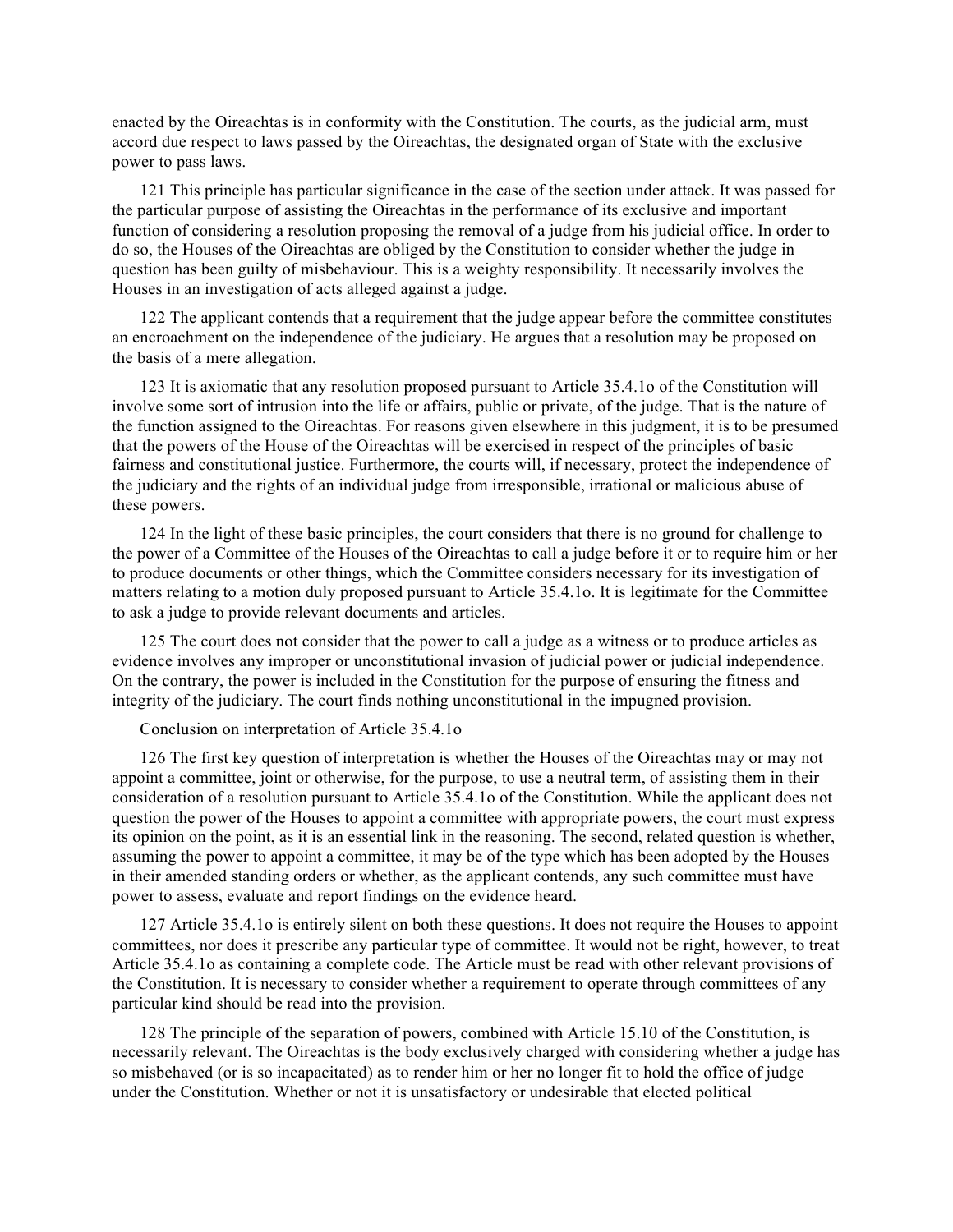enacted by the Oireachtas is in conformity with the Constitution. The courts, as the judicial arm, must accord due respect to laws passed by the Oireachtas, the designated organ of State with the exclusive power to pass laws.

121 This principle has particular significance in the case of the section under attack. It was passed for the particular purpose of assisting the Oireachtas in the performance of its exclusive and important function of considering a resolution proposing the removal of a judge from his judicial office. In order to do so, the Houses of the Oireachtas are obliged by the Constitution to consider whether the judge in question has been guilty of misbehaviour. This is a weighty responsibility. It necessarily involves the Houses in an investigation of acts alleged against a judge.

122 The applicant contends that a requirement that the judge appear before the committee constitutes an encroachment on the independence of the judiciary. He argues that a resolution may be proposed on the basis of a mere allegation.

123 It is axiomatic that any resolution proposed pursuant to Article 35.4.1o of the Constitution will involve some sort of intrusion into the life or affairs, public or private, of the judge. That is the nature of the function assigned to the Oireachtas. For reasons given elsewhere in this judgment, it is to be presumed that the powers of the House of the Oireachtas will be exercised in respect of the principles of basic fairness and constitutional justice. Furthermore, the courts will, if necessary, protect the independence of the judiciary and the rights of an individual judge from irresponsible, irrational or malicious abuse of these powers.

124 In the light of these basic principles, the court considers that there is no ground for challenge to the power of a Committee of the Houses of the Oireachtas to call a judge before it or to require him or her to produce documents or other things, which the Committee considers necessary for its investigation of matters relating to a motion duly proposed pursuant to Article 35.4.1o. It is legitimate for the Committee to ask a judge to provide relevant documents and articles.

125 The court does not consider that the power to call a judge as a witness or to produce articles as evidence involves any improper or unconstitutional invasion of judicial power or judicial independence. On the contrary, the power is included in the Constitution for the purpose of ensuring the fitness and integrity of the judiciary. The court finds nothing unconstitutional in the impugned provision.

Conclusion on interpretation of Article 35.4.1o

126 The first key question of interpretation is whether the Houses of the Oireachtas may or may not appoint a committee, joint or otherwise, for the purpose, to use a neutral term, of assisting them in their consideration of a resolution pursuant to Article 35.4.1o of the Constitution. While the applicant does not question the power of the Houses to appoint a committee with appropriate powers, the court must express its opinion on the point, as it is an essential link in the reasoning. The second, related question is whether, assuming the power to appoint a committee, it may be of the type which has been adopted by the Houses in their amended standing orders or whether, as the applicant contends, any such committee must have power to assess, evaluate and report findings on the evidence heard.

127 Article 35.4.1o is entirely silent on both these questions. It does not require the Houses to appoint committees, nor does it prescribe any particular type of committee. It would not be right, however, to treat Article 35.4.1o as containing a complete code. The Article must be read with other relevant provisions of the Constitution. It is necessary to consider whether a requirement to operate through committees of any particular kind should be read into the provision.

128 The principle of the separation of powers, combined with Article 15.10 of the Constitution, is necessarily relevant. The Oireachtas is the body exclusively charged with considering whether a judge has so misbehaved (or is so incapacitated) as to render him or her no longer fit to hold the office of judge under the Constitution. Whether or not it is unsatisfactory or undesirable that elected political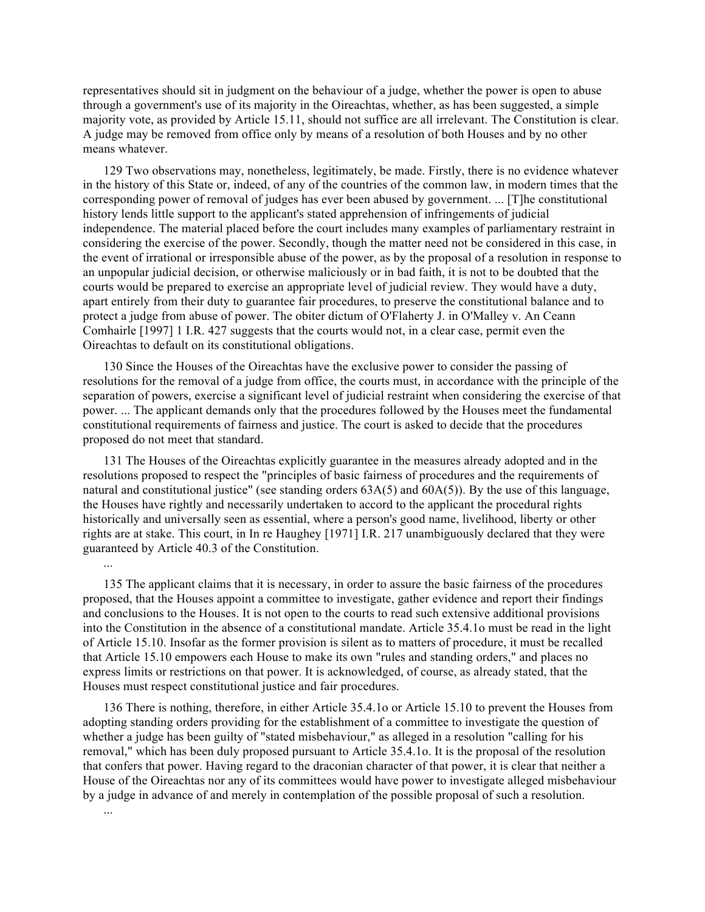representatives should sit in judgment on the behaviour of a judge, whether the power is open to abuse through a government's use of its majority in the Oireachtas, whether, as has been suggested, a simple majority vote, as provided by Article 15.11, should not suffice are all irrelevant. The Constitution is clear. A judge may be removed from office only by means of a resolution of both Houses and by no other means whatever.

129 Two observations may, nonetheless, legitimately, be made. Firstly, there is no evidence whatever in the history of this State or, indeed, of any of the countries of the common law, in modern times that the corresponding power of removal of judges has ever been abused by government. ... [T]he constitutional history lends little support to the applicant's stated apprehension of infringements of judicial independence. The material placed before the court includes many examples of parliamentary restraint in considering the exercise of the power. Secondly, though the matter need not be considered in this case, in the event of irrational or irresponsible abuse of the power, as by the proposal of a resolution in response to an unpopular judicial decision, or otherwise maliciously or in bad faith, it is not to be doubted that the courts would be prepared to exercise an appropriate level of judicial review. They would have a duty, apart entirely from their duty to guarantee fair procedures, to preserve the constitutional balance and to protect a judge from abuse of power. The obiter dictum of O'Flaherty J. in O'Malley v. An Ceann Comhairle [1997] 1 I.R. 427 suggests that the courts would not, in a clear case, permit even the Oireachtas to default on its constitutional obligations.

130 Since the Houses of the Oireachtas have the exclusive power to consider the passing of resolutions for the removal of a judge from office, the courts must, in accordance with the principle of the separation of powers, exercise a significant level of judicial restraint when considering the exercise of that power. ... The applicant demands only that the procedures followed by the Houses meet the fundamental constitutional requirements of fairness and justice. The court is asked to decide that the procedures proposed do not meet that standard.

131 The Houses of the Oireachtas explicitly guarantee in the measures already adopted and in the resolutions proposed to respect the "principles of basic fairness of procedures and the requirements of natural and constitutional justice" (see standing orders 63A(5) and 60A(5)). By the use of this language, the Houses have rightly and necessarily undertaken to accord to the applicant the procedural rights historically and universally seen as essential, where a person's good name, livelihood, liberty or other rights are at stake. This court, in In re Haughey [1971] I.R. 217 unambiguously declared that they were guaranteed by Article 40.3 of the Constitution.

...

135 The applicant claims that it is necessary, in order to assure the basic fairness of the procedures proposed, that the Houses appoint a committee to investigate, gather evidence and report their findings and conclusions to the Houses. It is not open to the courts to read such extensive additional provisions into the Constitution in the absence of a constitutional mandate. Article 35.4.1o must be read in the light of Article 15.10. Insofar as the former provision is silent as to matters of procedure, it must be recalled that Article 15.10 empowers each House to make its own "rules and standing orders," and places no express limits or restrictions on that power. It is acknowledged, of course, as already stated, that the Houses must respect constitutional justice and fair procedures.

136 There is nothing, therefore, in either Article 35.4.1o or Article 15.10 to prevent the Houses from adopting standing orders providing for the establishment of a committee to investigate the question of whether a judge has been guilty of "stated misbehaviour," as alleged in a resolution "calling for his removal," which has been duly proposed pursuant to Article 35.4.1o. It is the proposal of the resolution that confers that power. Having regard to the draconian character of that power, it is clear that neither a House of the Oireachtas nor any of its committees would have power to investigate alleged misbehaviour by a judge in advance of and merely in contemplation of the possible proposal of such a resolution.

...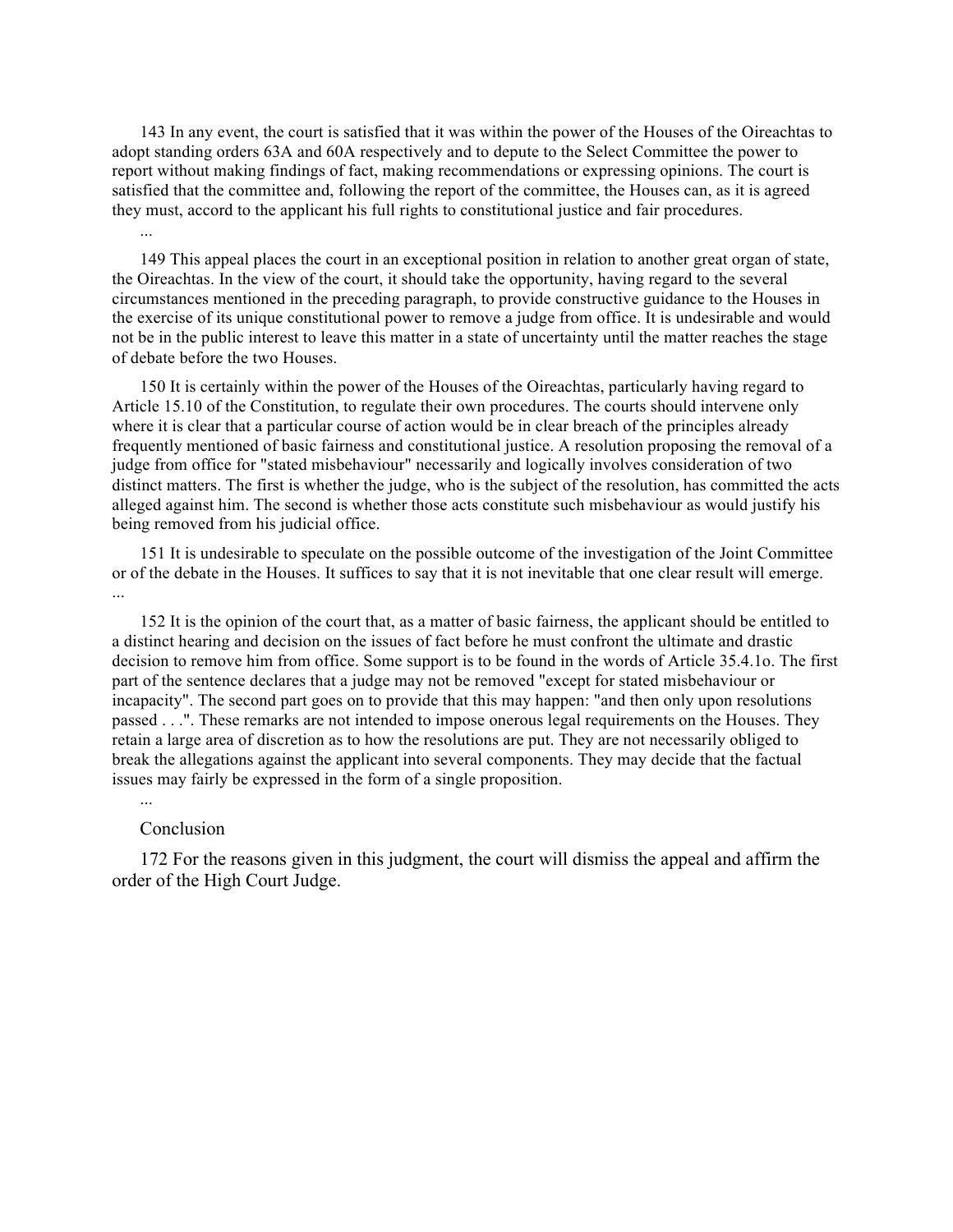143 In any event, the court is satisfied that it was within the power of the Houses of the Oireachtas to adopt standing orders 63A and 60A respectively and to depute to the Select Committee the power to report without making findings of fact, making recommendations or expressing opinions. The court is satisfied that the committee and, following the report of the committee, the Houses can, as it is agreed they must, accord to the applicant his full rights to constitutional justice and fair procedures.

...

149 This appeal places the court in an exceptional position in relation to another great organ of state, the Oireachtas. In the view of the court, it should take the opportunity, having regard to the several circumstances mentioned in the preceding paragraph, to provide constructive guidance to the Houses in the exercise of its unique constitutional power to remove a judge from office. It is undesirable and would not be in the public interest to leave this matter in a state of uncertainty until the matter reaches the stage of debate before the two Houses.

150 It is certainly within the power of the Houses of the Oireachtas, particularly having regard to Article 15.10 of the Constitution, to regulate their own procedures. The courts should intervene only where it is clear that a particular course of action would be in clear breach of the principles already frequently mentioned of basic fairness and constitutional justice. A resolution proposing the removal of a judge from office for "stated misbehaviour" necessarily and logically involves consideration of two distinct matters. The first is whether the judge, who is the subject of the resolution, has committed the acts alleged against him. The second is whether those acts constitute such misbehaviour as would justify his being removed from his judicial office.

151 It is undesirable to speculate on the possible outcome of the investigation of the Joint Committee or of the debate in the Houses. It suffices to say that it is not inevitable that one clear result will emerge. ...

152 It is the opinion of the court that, as a matter of basic fairness, the applicant should be entitled to a distinct hearing and decision on the issues of fact before he must confront the ultimate and drastic decision to remove him from office. Some support is to be found in the words of Article 35.4.1o. The first part of the sentence declares that a judge may not be removed "except for stated misbehaviour or incapacity". The second part goes on to provide that this may happen: "and then only upon resolutions passed . . .". These remarks are not intended to impose onerous legal requirements on the Houses. They retain a large area of discretion as to how the resolutions are put. They are not necessarily obliged to break the allegations against the applicant into several components. They may decide that the factual issues may fairly be expressed in the form of a single proposition.

...

Conclusion

172 For the reasons given in this judgment, the court will dismiss the appeal and affirm the order of the High Court Judge.